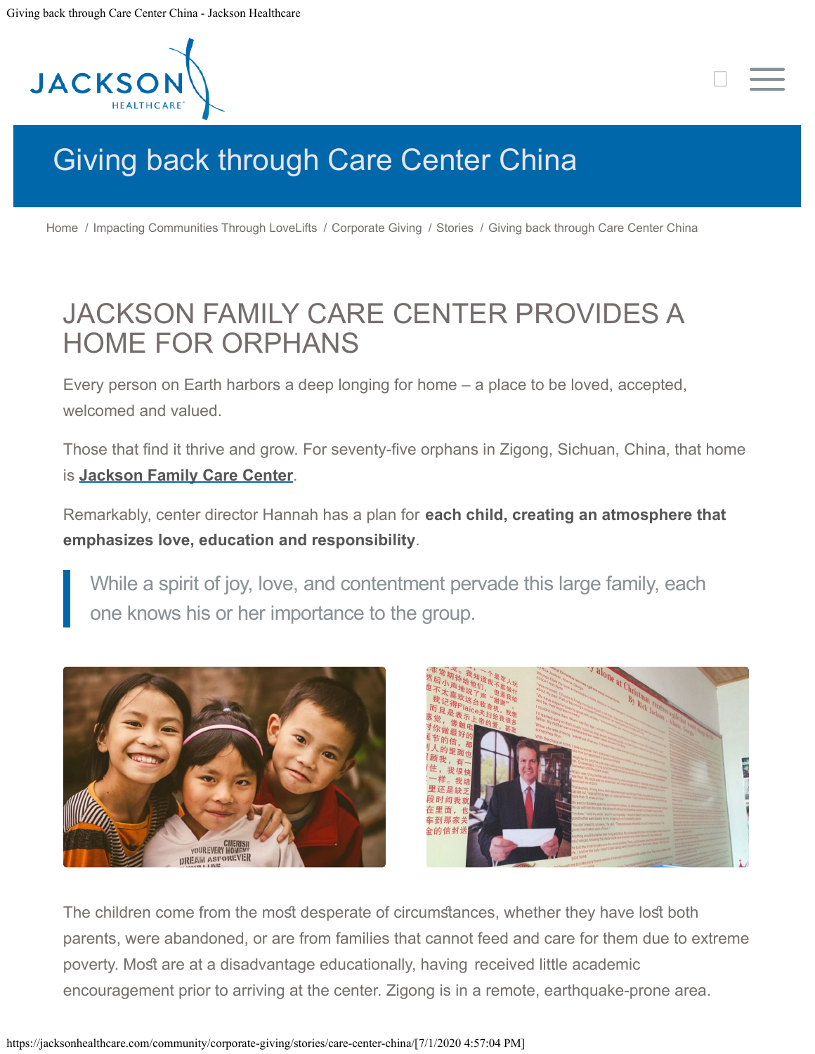# Giving back through Care Center China

Home / Impacting Communities Through LoveLifts / Corporate Giving / Stories / Giving back through Care Center China

## JACKSON FAMILY CARE CENTER PROVIDES A HOME FOR ORPHANS

Every person on Earth harbors a deep longing for home – a place to be loved, accepted, welcomed and valued.

Those that find it thrive and grow. For seventy-five orphans in Zigong, Sichuan, China, that home is **Jackson Family Care Center**.

Remarkably, center director Hannah has a plan for **each child, creating an atmosphere that emphasizes love, education and responsibility**.

> While a spirit of joy, love, and contentment pervade this large family, each one knows his or her importance to the group.

The children come from the most desperate of circumstances, whether they have lost both parents, were abandoned, or are from families that cannot feed and care for them due to extreme poverty. Most are at a disadvantage educationally, having received little academic encouragement prior to arriving at the center. Zigong is in a remote, earthquake-prone area.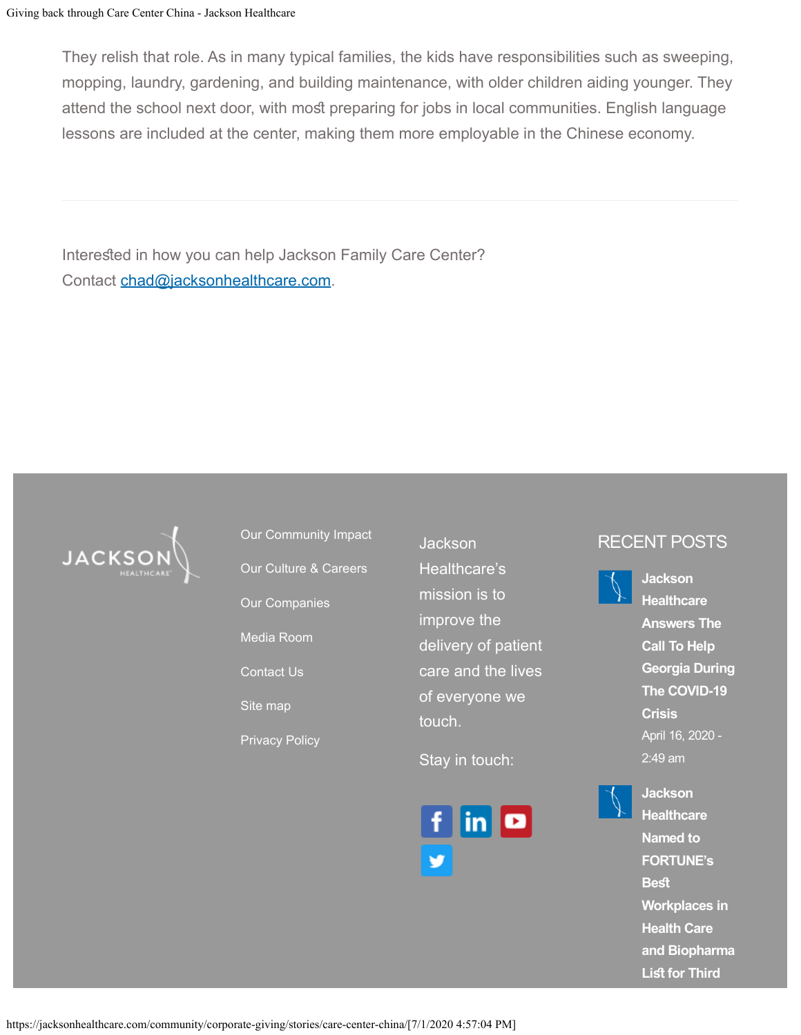They relish that role. As in many typical families, the kids have responsibilities such as sweeping, mopping, laundry, gardening, and building maintenance, with older children aiding younger. They attend the school next door, with most preparing for jobs in local communities. English language lessons are included at the center, making them more employable in the Chinese economy.

---

Interested in how you can help Jackson Family Care Center?
Contact [chad@jacksonhealthcare.com](mailto:chad@jacksonhealthcare.com).

JACKSON HEALTHCARE

- Our Community Impact
- Our Culture & Careers
- Our Companies
- Media Room
- Contact Us
- Site map
- Privacy Policy

Jackson Healthcare's mission is to improve the delivery of patient care and the lives of everyone we touch.

Stay in touch:

## RECENT POSTS

**Jackson Healthcare Answers The Call To Help Georgia During The COVID-19 Crisis**
April 16, 2020 - 2:49 am

**Jackson Healthcare Named to FORTUNE's Best Workplaces in Health Care and Biopharma List for Third**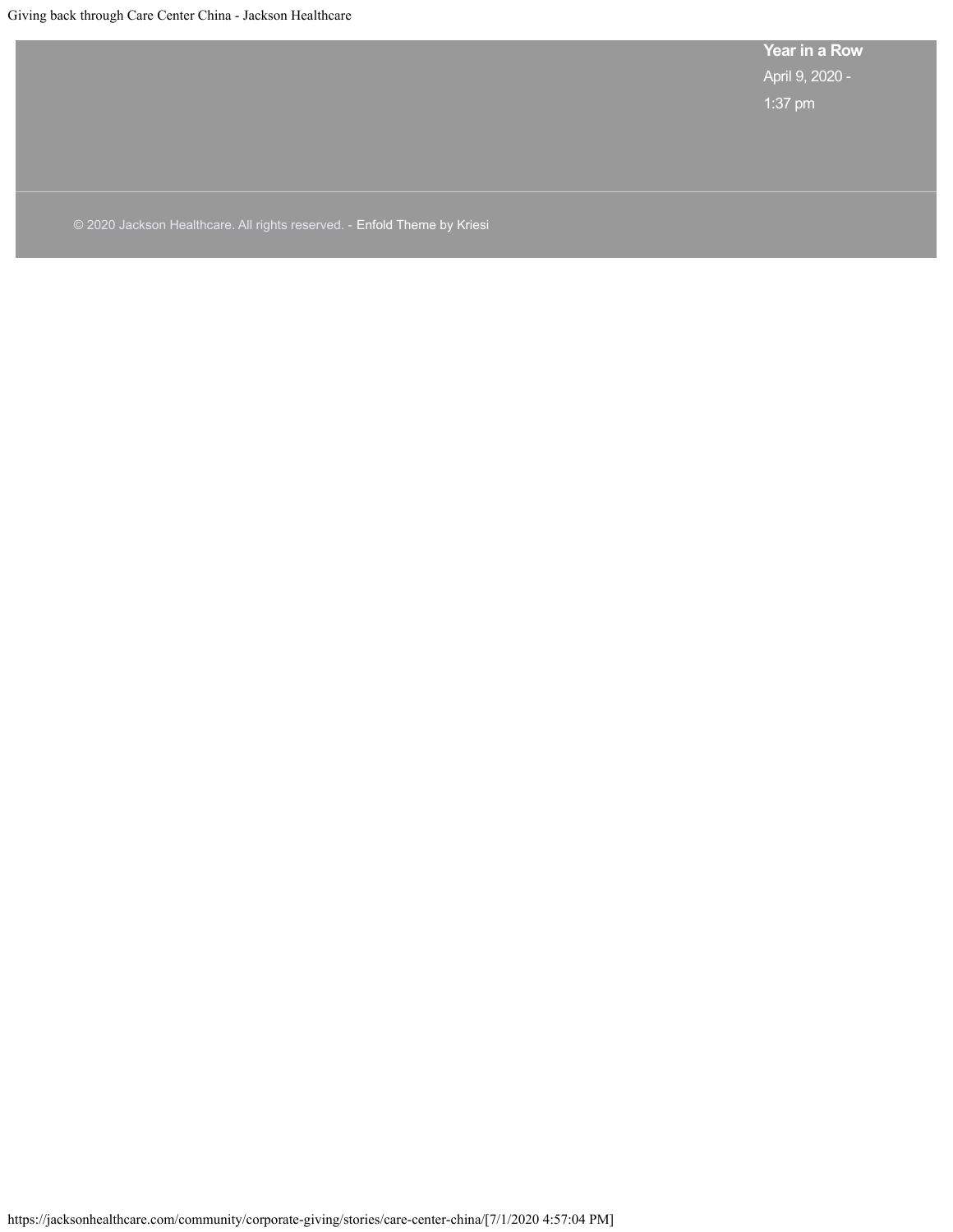**Year in a Row**

April 9, 2020 - 1:37 pm

© 2020 Jackson Healthcare. All rights reserved. - Enfold Theme by Kriesi